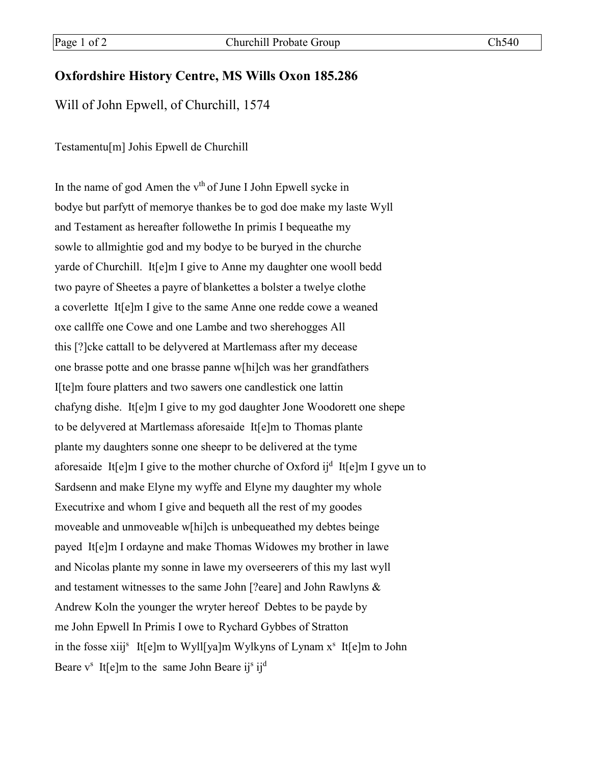## Oxfordshire History Centre, MS Wills Oxon 185.286

Will of John Epwell, of Churchill, 1574

Testamentu[m] Johis Epwell de Churchill

In the name of god Amen the v^th^ of June I John Epwell sycke in bodye but parfytt of memorye thankes be to god doe make my laste Wyll and Testament as hereafter followethe In primis I bequeathe my sowle to allmightie god and my bodye to be buryed in the churche yarde of Churchill. It[e]m I give to Anne my daughter one wooll bedd two payre of Sheetes a payre of blankettes a bolster a twelye clothe a coverlette It[e]m I give to the same Anne one redde cowe a weaned oxe callffe one Cowe and one Lambe and two sherehogges All this [?]cke cattall to be delyvered at Martlemass after my decease one brasse potte and one brasse panne w[hi]ch was her grandfathers I[te]m foure platters and two sawers one candlestick one lattin chafyng dishe. It[e]m I give to my god daughter Jone Woodorett one shepe to be delyvered at Martlemass aforesaide It[e]m to Thomas plante plante my daughters sonne one sheepr to be delivered at the tyme aforesaide It[e]m I give to the mother churche of Oxford ij^d^ It[e]m I gyve un to Sardsenn and make Elyne my wyffe and Elyne my daughter my whole Executrixe and whom I give and bequeth all the rest of my goodes moveable and unmoveable w[hi]ch is unbequeathed my debtes beinge payed It[e]m I ordayne and make Thomas Widowes my brother in lawe and Nicolas plante my sonne in lawe my overseerers of this my last wyll and testament witnesses to the same John [?eare] and John Rawlyns & Andrew Koln the younger the wryter hereof Debtes to be payde by me John Epwell In Primis I owe to Rychard Gybbes of Stratton in the fosse xiij^s^ It[e]m to Wyll[ya]m Wylkyns of Lynam x^s^ It[e]m to John Beare v^s^ It[e]m to the same John Beare ij^s^ ij^d^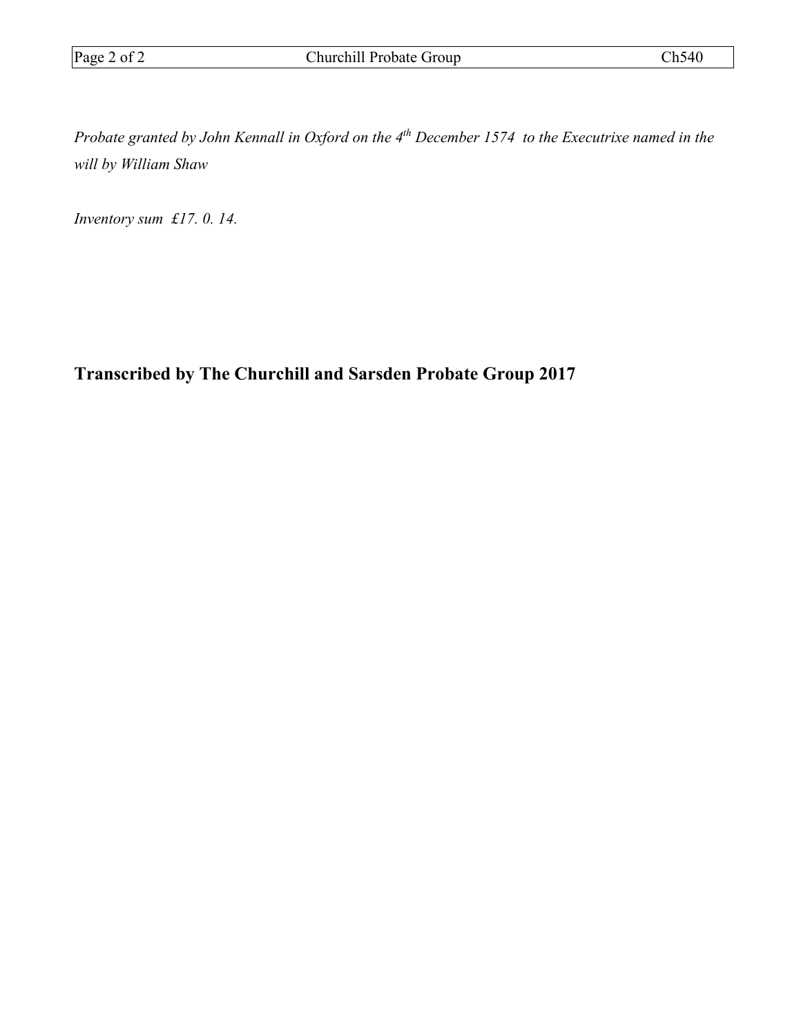*Probate granted by John Kennall in Oxford on the 4th December 1574 to the Executrixe named in the will by William Shaw*

*Inventory sum £17. 0. 14.*

**Transcribed by The Churchill and Sarsden Probate Group 2017**